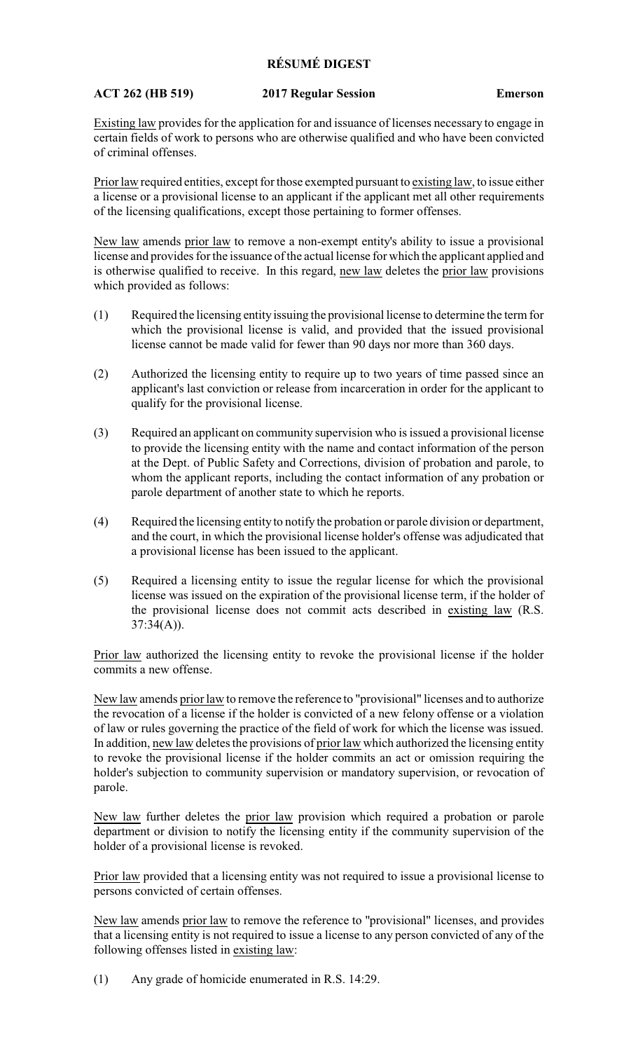# RÉSUMÉ DIGEST

**ACT 262 (HB 519)** **2017 Regular Session** **Emerson**

Existing law provides for the application for and issuance of licenses necessary to engage in certain fields of work to persons who are otherwise qualified and who have been convicted of criminal offenses.

Prior law required entities, except for those exempted pursuant to existing law, to issue either a license or a provisional license to an applicant if the applicant met all other requirements of the licensing qualifications, except those pertaining to former offenses.

New law amends prior law to remove a non-exempt entity's ability to issue a provisional license and provides for the issuance of the actual license for which the applicant applied and is otherwise qualified to receive. In this regard, new law deletes the prior law provisions which provided as follows:

(1) Required the licensing entity issuing the provisional license to determine the term for which the provisional license is valid, and provided that the issued provisional license cannot be made valid for fewer than 90 days nor more than 360 days.

(2) Authorized the licensing entity to require up to two years of time passed since an applicant's last conviction or release from incarceration in order for the applicant to qualify for the provisional license.

(3) Required an applicant on community supervision who is issued a provisional license to provide the licensing entity with the name and contact information of the person at the Dept. of Public Safety and Corrections, division of probation and parole, to whom the applicant reports, including the contact information of any probation or parole department of another state to which he reports.

(4) Required the licensing entity to notify the probation or parole division or department, and the court, in which the provisional license holder's offense was adjudicated that a provisional license has been issued to the applicant.

(5) Required a licensing entity to issue the regular license for which the provisional license was issued on the expiration of the provisional license term, if the holder of the provisional license does not commit acts described in existing law (R.S. 37:34(A)).

Prior law authorized the licensing entity to revoke the provisional license if the holder commits a new offense.

New law amends prior law to remove the reference to "provisional" licenses and to authorize the revocation of a license if the holder is convicted of a new felony offense or a violation of law or rules governing the practice of the field of work for which the license was issued. In addition, new law deletes the provisions of prior law which authorized the licensing entity to revoke the provisional license if the holder commits an act or omission requiring the holder's subjection to community supervision or mandatory supervision, or revocation of parole.

New law further deletes the prior law provision which required a probation or parole department or division to notify the licensing entity if the community supervision of the holder of a provisional license is revoked.

Prior law provided that a licensing entity was not required to issue a provisional license to persons convicted of certain offenses.

New law amends prior law to remove the reference to "provisional" licenses, and provides that a licensing entity is not required to issue a license to any person convicted of any of the following offenses listed in existing law:

(1) Any grade of homicide enumerated in R.S. 14:29.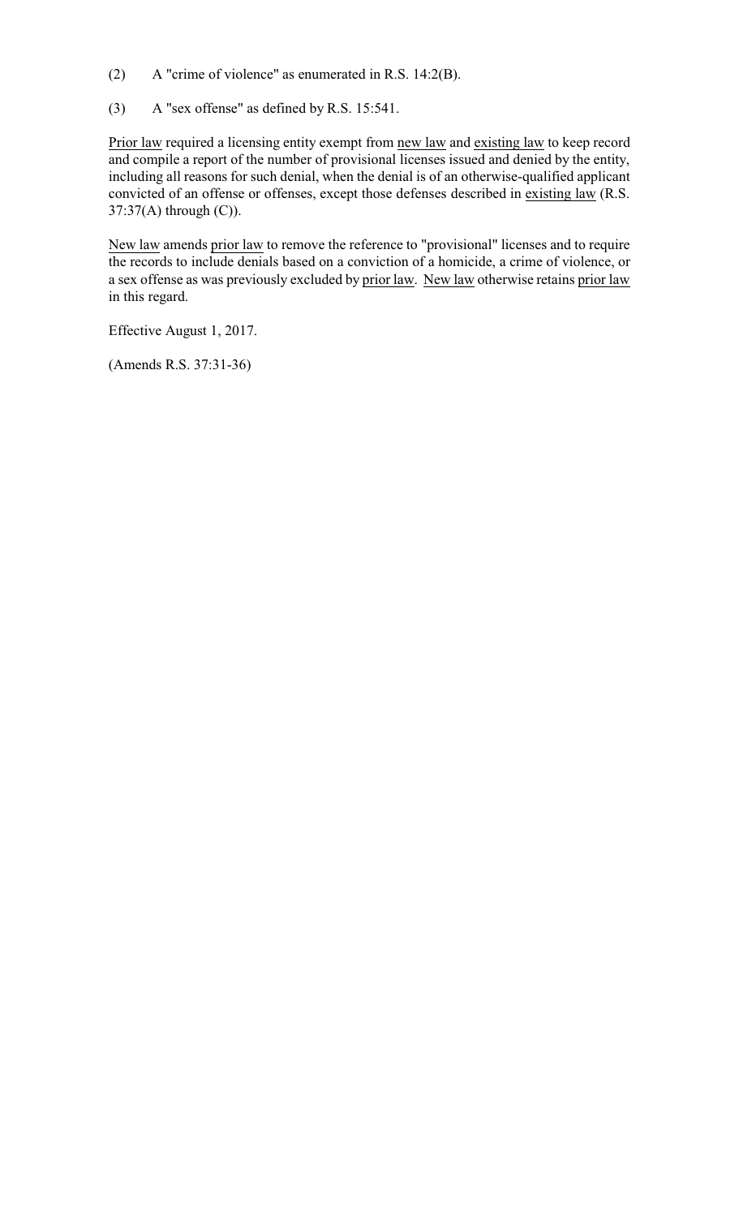(2) A "crime of violence" as enumerated in R.S. 14:2(B).

(3) A "sex offense" as defined by R.S. 15:541.

Prior law required a licensing entity exempt from new law and existing law to keep record and compile a report of the number of provisional licenses issued and denied by the entity, including all reasons for such denial, when the denial is of an otherwise-qualified applicant convicted of an offense or offenses, except those defenses described in existing law (R.S. 37:37(A) through (C)).

New law amends prior law to remove the reference to "provisional" licenses and to require the records to include denials based on a conviction of a homicide, a crime of violence, or a sex offense as was previously excluded by prior law. New law otherwise retains prior law in this regard.

Effective August 1, 2017.

(Amends R.S. 37:31-36)